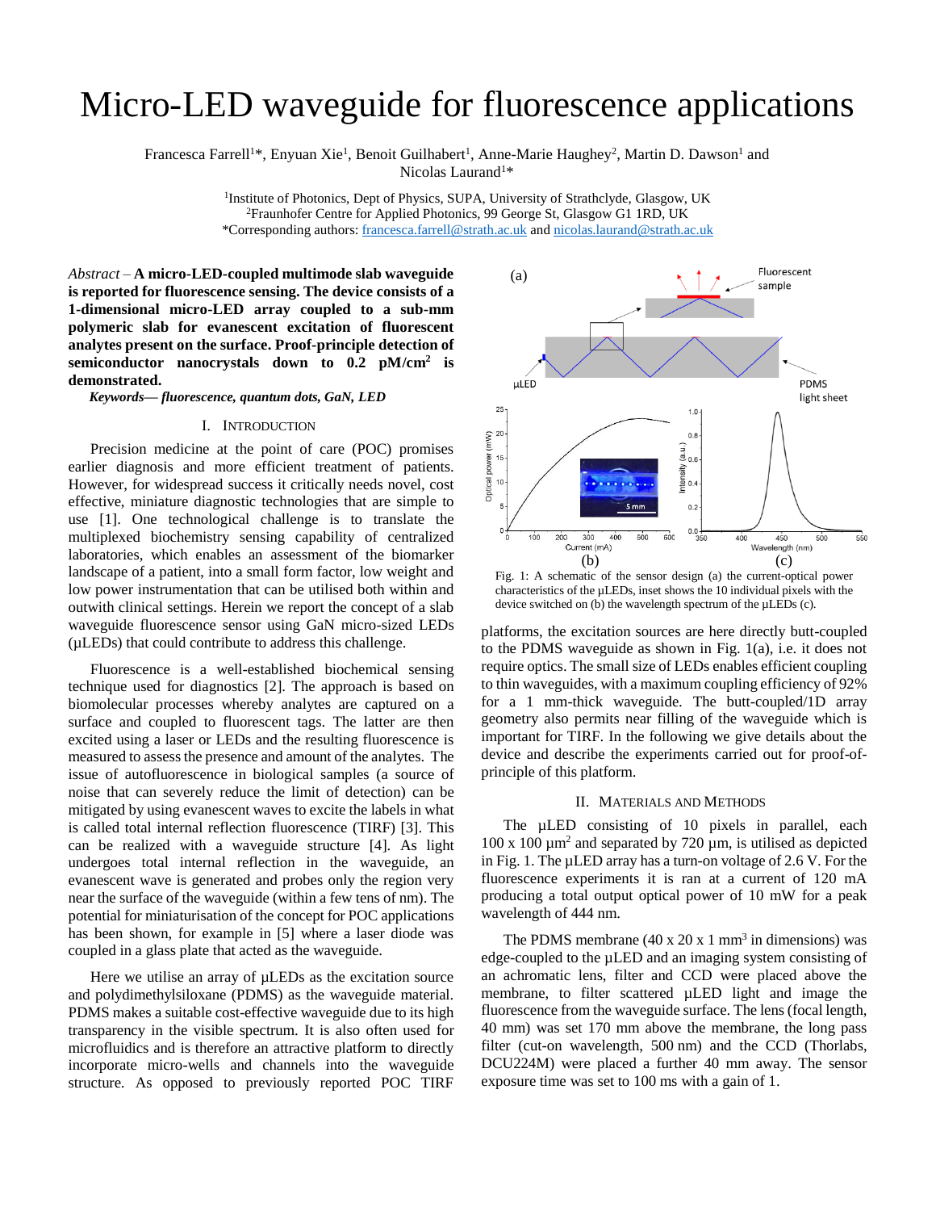# Micro-LED waveguide for fluorescence applications

Francesca Farrell[1]*, Enyuan Xie[1], Benoit Guilhabert[1], Anne-Marie Haughey[2], Martin D. Dawson[1] and Nicolas Laurand[1]*

[1]Institute of Photonics, Dept of Physics, SUPA, University of Strathclyde, Glasgow, UK
[2]Fraunhofer Centre for Applied Photonics, 99 George St, Glasgow G1 1RD, UK
*Corresponding authors: francesca.farrell@strath.ac.uk and nicolas.laurand@strath.ac.uk

*Abstract* – **A micro-LED-coupled multimode slab waveguide is reported for fluorescence sensing. The device consists of a 1-dimensional micro-LED array coupled to a sub-mm polymeric slab for evanescent excitation of fluorescent analytes present on the surface. Proof-principle detection of semiconductor nanocrystals down to 0.2 pM/cm² is demonstrated.**

***Keywords— fluorescence, quantum dots, GaN, LED***

## I. Introduction

Precision medicine at the point of care (POC) promises earlier diagnosis and more efficient treatment of patients. However, for widespread success it critically needs novel, cost effective, miniature diagnostic technologies that are simple to use [1]. One technological challenge is to translate the multiplexed biochemistry sensing capability of centralized laboratories, which enables an assessment of the biomarker landscape of a patient, into a small form factor, low weight and low power instrumentation that can be utilised both within and outwith clinical settings. Herein we report the concept of a slab waveguide fluorescence sensor using GaN micro-sized LEDs (µLEDs) that could contribute to address this challenge.

Fluorescence is a well-established biochemical sensing technique used for diagnostics [2]. The approach is based on biomolecular processes whereby analytes are captured on a surface and coupled to fluorescent tags. The latter are then excited using a laser or LEDs and the resulting fluorescence is measured to assess the presence and amount of the analytes. The issue of autofluorescence in biological samples (a source of noise that can severely reduce the limit of detection) can be mitigated by using evanescent waves to excite the labels in what is called total internal reflection fluorescence (TIRF) [3]. This can be realized with a waveguide structure [4]. As light undergoes total internal reflection in the waveguide, an evanescent wave is generated and probes only the region very near the surface of the waveguide (within a few tens of nm). The potential for miniaturisation of the concept for POC applications has been shown, for example in [5] where a laser diode was coupled in a glass plate that acted as the waveguide.

Here we utilise an array of µLEDs as the excitation source and polydimethylsiloxane (PDMS) as the waveguide material. PDMS makes a suitable cost-effective waveguide due to its high transparency in the visible spectrum. It is also often used for microfluidics and is therefore an attractive platform to directly incorporate micro-wells and channels into the waveguide structure. As opposed to previously reported POC TIRF platforms, the excitation sources are here directly butt-coupled to the PDMS waveguide as shown in Fig. 1(a), i.e. it does not require optics. The small size of LEDs enables efficient coupling to thin waveguides, with a maximum coupling efficiency of 92% for a 1 mm-thick waveguide. The butt-coupled/1D array geometry also permits near filling of the waveguide which is important for TIRF. In the following we give details about the device and describe the experiments carried out for proof-of-principle of this platform.

(a)

Fluorescent sample

µLED

PDMS light sheet

Optical power (mW)

Current (mA)

5 mm

(b)

Intensity (a.u.)

Wavelength (nm)

(c)

Fig. 1: A schematic of the sensor design (a) the current-optical power characteristics of the µLEDs, inset shows the 10 individual pixels with the device switched on (b) the wavelength spectrum of the µLEDs (c).

## II. Materials and Methods

The µLED consisting of 10 pixels in parallel, each 100 x 100 µm² and separated by 720 µm, is utilised as depicted in Fig. 1. The µLED array has a turn-on voltage of 2.6 V. For the fluorescence experiments it is ran at a current of 120 mA producing a total output optical power of 10 mW for a peak wavelength of 444 nm.

The PDMS membrane (40 x 20 x 1 mm³ in dimensions) was edge-coupled to the µLED and an imaging system consisting of an achromatic lens, filter and CCD were placed above the membrane, to filter scattered µLED light and image the fluorescence from the waveguide surface. The lens (focal length, 40 mm) was set 170 mm above the membrane, the long pass filter (cut-on wavelength, 500 nm) and the CCD (Thorlabs, DCU224M) were placed a further 40 mm away. The sensor exposure time was set to 100 ms with a gain of 1.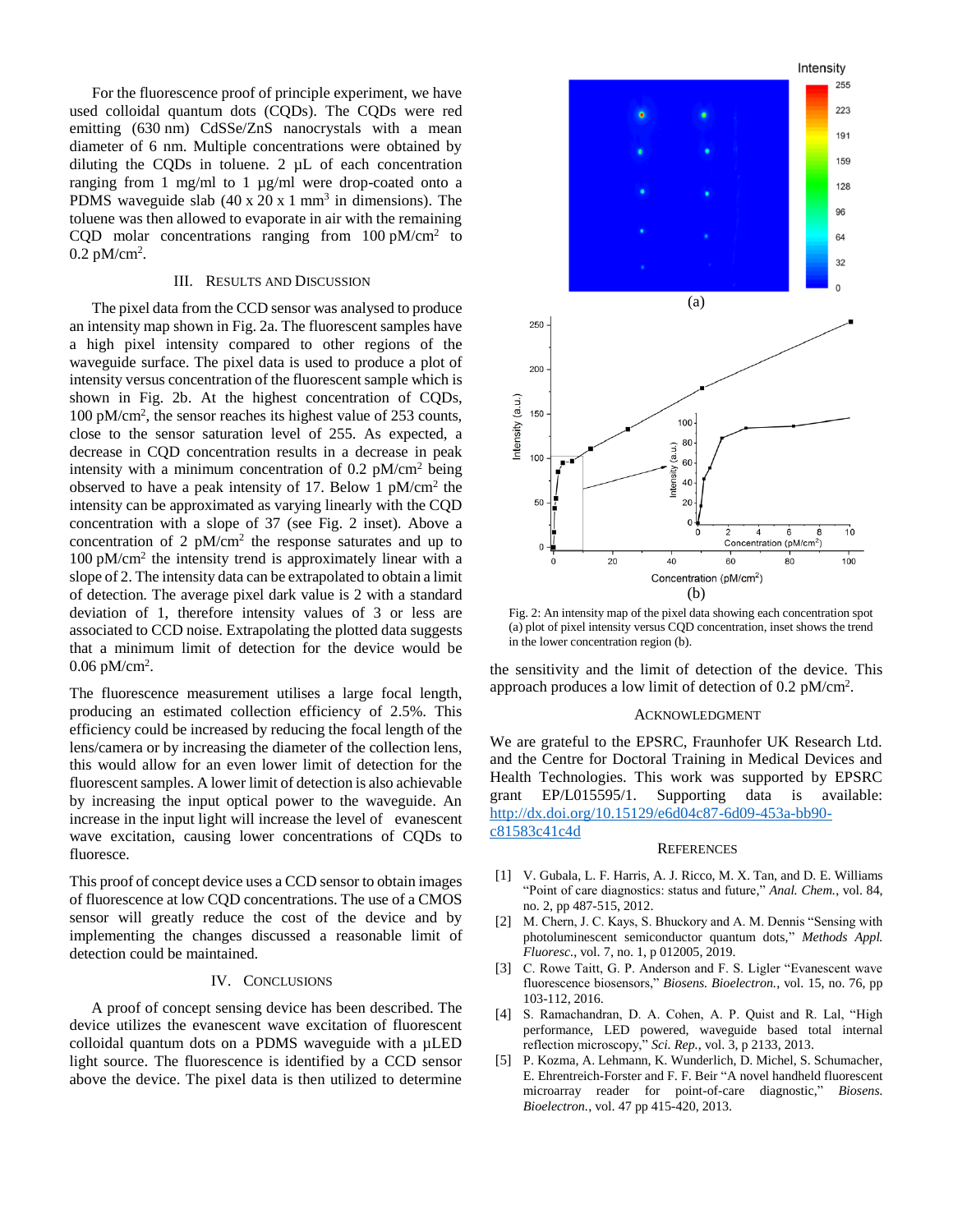For the fluorescence proof of principle experiment, we have used colloidal quantum dots (CQDs). The CQDs were red emitting (630 nm) CdSSe/ZnS nanocrystals with a mean diameter of 6 nm. Multiple concentrations were obtained by diluting the CQDs in toluene. 2 µL of each concentration ranging from 1 mg/ml to 1 µg/ml were drop-coated onto a PDMS waveguide slab (40 x 20 x 1 $mm^3$ in dimensions). The toluene was then allowed to evaporate in air with the remaining CQD molar concentrations ranging from 100 pM/$cm^2$ to 0.2 pM/$cm^2$.

## III. Results and Discussion

The pixel data from the CCD sensor was analysed to produce an intensity map shown in Fig. 2a. The fluorescent samples have a high pixel intensity compared to other regions of the waveguide surface. The pixel data is used to produce a plot of intensity versus concentration of the fluorescent sample which is shown in Fig. 2b. At the highest concentration of CQDs, 100 pM/$cm^2$, the sensor reaches its highest value of 253 counts, close to the sensor saturation level of 255. As expected, a decrease in CQD concentration results in a decrease in peak intensity with a minimum concentration of 0.2 pM/$cm^2$ being observed to have a peak intensity of 17. Below 1 pM/$cm^2$ the intensity can be approximated as varying linearly with the CQD concentration with a slope of 37 (see Fig. 2 inset). Above a concentration of 2 pM/$cm^2$ the response saturates and up to 100 pM/$cm^2$ the intensity trend is approximately linear with a slope of 2. The intensity data can be extrapolated to obtain a limit of detection. The average pixel dark value is 2 with a standard deviation of 1, therefore intensity values of 3 or less are associated to CCD noise. Extrapolating the plotted data suggests that a minimum limit of detection for the device would be 0.06 pM/$cm^2$.

The fluorescence measurement utilises a large focal length, producing an estimated collection efficiency of 2.5%. This efficiency could be increased by reducing the focal length of the lens/camera or by increasing the diameter of the collection lens, this would allow for an even lower limit of detection for the fluorescent samples. A lower limit of detection is also achievable by increasing the input optical power to the waveguide. An increase in the input light will increase the level of evanescent wave excitation, causing lower concentrations of CQDs to fluoresce.

This proof of concept device uses a CCD sensor to obtain images of fluorescence at low CQD concentrations. The use of a CMOS sensor will greatly reduce the cost of the device and by implementing the changes discussed a reasonable limit of detection could be maintained.

## IV. Conclusions

A proof of concept sensing device has been described. The device utilizes the evanescent wave excitation of fluorescent colloidal quantum dots on a PDMS waveguide with a µLED light source. The fluorescence is identified by a CCD sensor above the device. The pixel data is then utilized to determine the sensitivity and the limit of detection of the device. This approach produces a low limit of detection of 0.2 pM/$cm^2$.

Intensity
255
223
191
159
128
96
64
32
0

(a)

Intensity (a.u.)
250
200
150
100
50
0
0
20
40
60
80
100
Concentration (pM/$cm^2$)

Intensity (a.u.)
100
80
60
40
20
0
0
2
4
6
8
10
Concentration (pM/$cm^2$)

(b)

Fig. 2: An intensity map of the pixel data showing each concentration spot (a) plot of pixel intensity versus CQD concentration, inset shows the trend in the lower concentration region (b).

## Acknowledgment

We are grateful to the EPSRC, Fraunhofer UK Research Ltd. and the Centre for Doctoral Training in Medical Devices and Health Technologies. This work was supported by EPSRC grant EP/L015595/1. Supporting data is available: http://dx.doi.org/10.15129/e6d04c87-6d09-453a-bb90-c81583c41c4d

## References

[1] V. Gubala, L. F. Harris, A. J. Ricco, M. X. Tan, and D. E. Williams "Point of care diagnostics: status and future," *Anal. Chem.*, vol. 84, no. 2, pp 487-515, 2012.

[2] M. Chern, J. C. Kays, S. Bhuckory and A. M. Dennis "Sensing with photoluminescent semiconductor quantum dots," *Methods Appl. Fluoresc.*, vol. 7, no. 1, p 012005, 2019.

[3] C. Rowe Taitt, G. P. Anderson and F. S. Ligler "Evanescent wave fluorescence biosensors," *Biosens. Bioelectron.*, vol. 15, no. 76, pp 103-112, 2016.

[4] S. Ramachandran, D. A. Cohen, A. P. Quist and R. Lal, "High performance, LED powered, waveguide based total internal reflection microscopy," *Sci. Rep.*, vol. 3, p 2133, 2013.

[5] P. Kozma, A. Lehmann, K. Wunderlich, D. Michel, S. Schumacher, E. Ehrentreich-Forster and F. F. Beir "A novel handheld fluorescent microarray reader for point-of-care diagnostic," *Biosens. Bioelectron.*, vol. 47 pp 415-420, 2013.